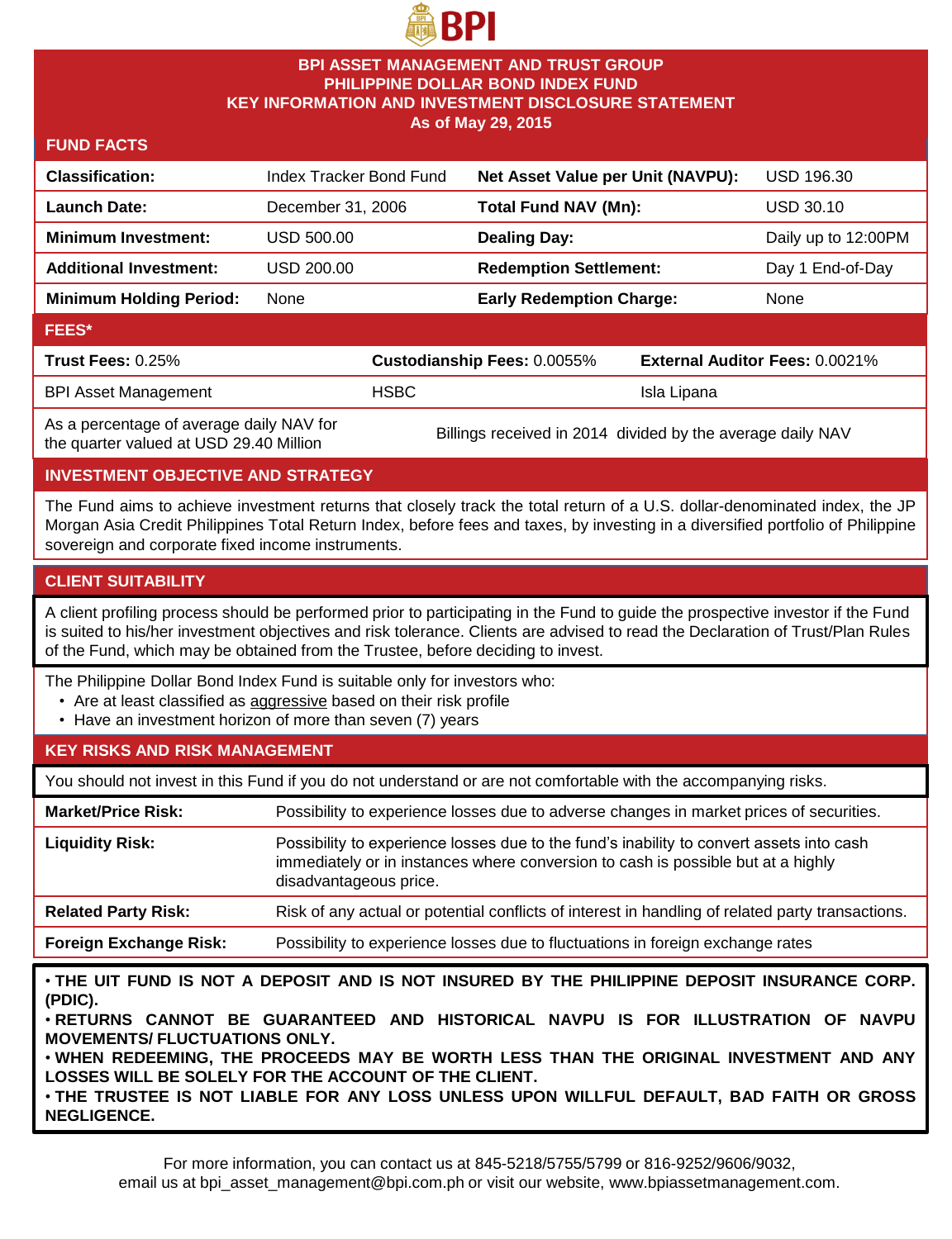BPI

# BPI ASSET MANAGEMENT AND TRUST GROUP
# PHILIPPINE DOLLAR BOND INDEX FUND
# KEY INFORMATION AND INVESTMENT DISCLOSURE STATEMENT
## As of May 29, 2015

## FUND FACTS

| | | | |
|---|---|---|---|
| **Classification:** | Index Tracker Bond Fund | **Net Asset Value per Unit (NAVPU):** | USD 196.30 |
| **Launch Date:** | December 31, 2006 | **Total Fund NAV (Mn):** | USD 30.10 |
| **Minimum Investment:** | USD 500.00 | **Dealing Day:** | Daily up to 12:00PM |
| **Additional Investment:** | USD 200.00 | **Redemption Settlement:** | Day 1 End-of-Day |
| **Minimum Holding Period:** | None | **Early Redemption Charge:** | None |

## FEES*

| **Trust Fees:** 0.25% | **Custodianship Fees:** 0.0055% | **External Auditor Fees:** 0.0021% |
|---|---|---|
| BPI Asset Management | HSBC | Isla Lipana |
| As a percentage of average daily NAV for the quarter valued at USD 29.40 Million | Billings received in 2014 divided by the average daily NAV | |

## INVESTMENT OBJECTIVE AND STRATEGY

The Fund aims to achieve investment returns that closely track the total return of a U.S. dollar-denominated index, the JP Morgan Asia Credit Philippines Total Return Index, before fees and taxes, by investing in a diversified portfolio of Philippine sovereign and corporate fixed income instruments.

## CLIENT SUITABILITY

A client profiling process should be performed prior to participating in the Fund to guide the prospective investor if the Fund is suited to his/her investment objectives and risk tolerance. Clients are advised to read the Declaration of Trust/Plan Rules of the Fund, which may be obtained from the Trustee, before deciding to invest.

The Philippine Dollar Bond Index Fund is suitable only for investors who:

- Are at least classified as aggressive based on their risk profile
- Have an investment horizon of more than seven (7) years

## KEY RISKS AND RISK MANAGEMENT

You should not invest in this Fund if you do not understand or are not comfortable with the accompanying risks.

| | |
|---|---|
| **Market/Price Risk:** | Possibility to experience losses due to adverse changes in market prices of securities. |
| **Liquidity Risk:** | Possibility to experience losses due to the fund's inability to convert assets into cash immediately or in instances where conversion to cash is possible but at a highly disadvantageous price. |
| **Related Party Risk:** | Risk of any actual or potential conflicts of interest in handling of related party transactions. |
| **Foreign Exchange Risk:** | Possibility to experience losses due to fluctuations in foreign exchange rates |

**• THE UIT FUND IS NOT A DEPOSIT AND IS NOT INSURED BY THE PHILIPPINE DEPOSIT INSURANCE CORP. (PDIC).**
**• RETURNS CANNOT BE GUARANTEED AND HISTORICAL NAVPU IS FOR ILLUSTRATION OF NAVPU MOVEMENTS/ FLUCTUATIONS ONLY.**
**• WHEN REDEEMING, THE PROCEEDS MAY BE WORTH LESS THAN THE ORIGINAL INVESTMENT AND ANY LOSSES WILL BE SOLELY FOR THE ACCOUNT OF THE CLIENT.**
**• THE TRUSTEE IS NOT LIABLE FOR ANY LOSS UNLESS UPON WILLFUL DEFAULT, BAD FAITH OR GROSS NEGLIGENCE.**

For more information, you can contact us at 845-5218/5755/5799 or 816-9252/9606/9032, email us at bpi_asset_management@bpi.com.ph or visit our website, www.bpiassetmanagement.com.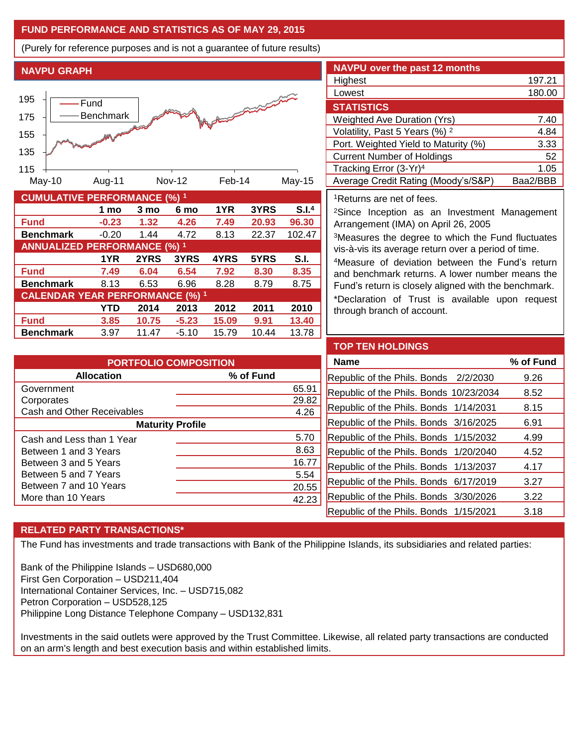## FUND PERFORMANCE AND STATISTICS AS OF MAY 29, 2015

(Purely for reference purposes and is not a guarantee of future results)

### NAVPU GRAPH

### NAVPU over the past 12 months

| | |
|---|---|
| Highest | 197.21 |
| Lowest | 180.00 |

### STATISTICS

| | |
|---|---|
| Weighted Ave Duration (Yrs) | 7.40 |
| Volatility, Past 5 Years (%) [2] | 4.84 |
| Port. Weighted Yield to Maturity (%) | 3.33 |
| Current Number of Holdings | 52 |
| Tracking Error (3-Yr)[4] | 1.05 |
| Average Credit Rating (Moody's/S&P) | Baa2/BBB |

### CUMULATIVE PERFORMANCE (%) [1]

| | 1 mo | 3 mo | 6 mo | 1YR | 3YRS | S.I.[4] |
|---|---|---|---|---|---|---|
| **Fund** | **-0.23** | **1.32** | **4.26** | **7.49** | **20.93** | **96.30** |
| **Benchmark** | -0.20 | 1.44 | 4.72 | 8.13 | 22.37 | 102.47 |

### ANNUALIZED PERFORMANCE (%) [1]

| | 1YR | 2YRS | 3YRS | 4YRS | 5YRS | S.I. |
|---|---|---|---|---|---|---|
| **Fund** | **7.49** | **6.04** | **6.54** | **7.92** | **8.30** | **8.35** |
| **Benchmark** | 8.13 | 6.53 | 6.96 | 8.28 | 8.79 | 8.75 |

### CALENDAR YEAR PERFORMANCE (%) [1]

| | YTD | 2014 | 2013 | 2012 | 2011 | 2010 |
|---|---|---|---|---|---|---|
| **Fund** | **3.85** | **10.75** | **-5.23** | **15.09** | **9.91** | **13.40** |
| **Benchmark** | 3.97 | 11.47 | -5.10 | 15.79 | 10.44 | 13.78 |

[1]Returns are net of fees.

[2]Since Inception as an Investment Management Arrangement (IMA) on April 26, 2005

[3]Measures the degree to which the Fund fluctuates vis-à-vis its average return over a period of time.

[4]Measure of deviation between the Fund's return and benchmark returns. A lower number means the Fund's return is closely aligned with the benchmark.

*Declaration of Trust is available upon request through branch of account.

### PORTFOLIO COMPOSITION

| Allocation | % of Fund |
|---|---|
| Government | 65.91 |
| Corporates | 29.82 |
| Cash and Other Receivables | 4.26 |
| **Maturity Profile** | |
| Cash and Less than 1 Year | 5.70 |
| Between 1 and 3 Years | 8.63 |
| Between 3 and 5 Years | 16.77 |
| Between 5 and 7 Years | 5.54 |
| Between 7 and 10 Years | 20.55 |
| More than 10 Years | 42.23 |

### TOP TEN HOLDINGS

| Name | % of Fund |
|---|---|
| Republic of the Phils. Bonds 2/2/2030 | 9.26 |
| Republic of the Phils. Bonds 10/23/2034 | 8.52 |
| Republic of the Phils. Bonds 1/14/2031 | 8.15 |
| Republic of the Phils. Bonds 3/16/2025 | 6.91 |
| Republic of the Phils. Bonds 1/15/2032 | 4.99 |
| Republic of the Phils. Bonds 1/20/2040 | 4.52 |
| Republic of the Phils. Bonds 1/13/2037 | 4.17 |
| Republic of the Phils. Bonds 6/17/2019 | 3.27 |
| Republic of the Phils. Bonds 3/30/2026 | 3.22 |
| Republic of the Phils. Bonds 1/15/2021 | 3.18 |

### RELATED PARTY TRANSACTIONS*

The Fund has investments and trade transactions with Bank of the Philippine Islands, its subsidiaries and related parties:

Bank of the Philippine Islands – USD680,000
First Gen Corporation – USD211,404
International Container Services, Inc. – USD715,082
Petron Corporation – USD528,125
Philippine Long Distance Telephone Company – USD132,831

Investments in the said outlets were approved by the Trust Committee. Likewise, all related party transactions are conducted on an arm's length and best execution basis and within established limits.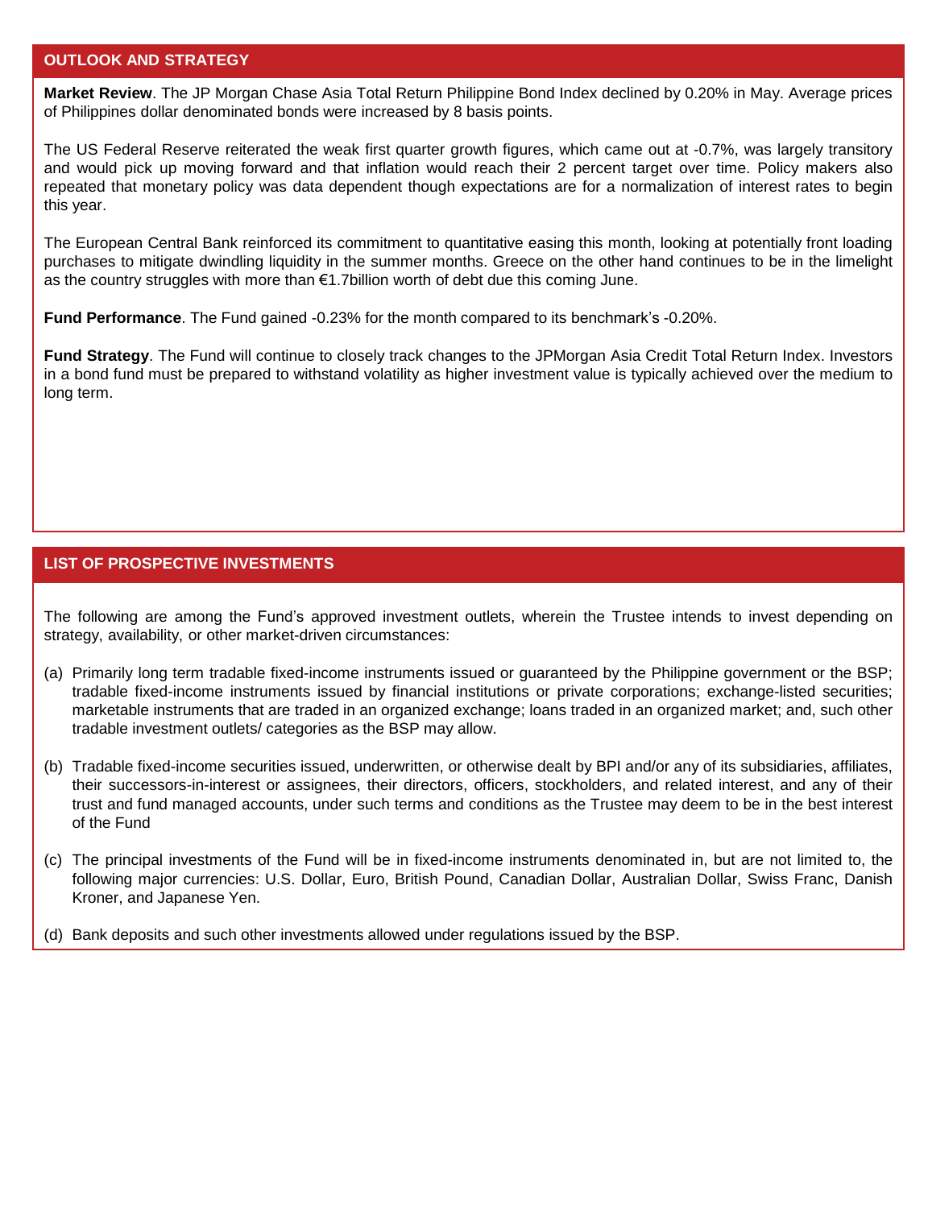## OUTLOOK AND STRATEGY

**Market Review**. The JP Morgan Chase Asia Total Return Philippine Bond Index declined by 0.20% in May. Average prices of Philippines dollar denominated bonds were increased by 8 basis points.

The US Federal Reserve reiterated the weak first quarter growth figures, which came out at -0.7%, was largely transitory and would pick up moving forward and that inflation would reach their 2 percent target over time. Policy makers also repeated that monetary policy was data dependent though expectations are for a normalization of interest rates to begin this year.

The European Central Bank reinforced its commitment to quantitative easing this month, looking at potentially front loading purchases to mitigate dwindling liquidity in the summer months. Greece on the other hand continues to be in the limelight as the country struggles with more than €1.7billion worth of debt due this coming June.

**Fund Performance**. The Fund gained -0.23% for the month compared to its benchmark's -0.20%.

**Fund Strategy**. The Fund will continue to closely track changes to the JPMorgan Asia Credit Total Return Index. Investors in a bond fund must be prepared to withstand volatility as higher investment value is typically achieved over the medium to long term.

## LIST OF PROSPECTIVE INVESTMENTS

The following are among the Fund's approved investment outlets, wherein the Trustee intends to invest depending on strategy, availability, or other market-driven circumstances:

(a) Primarily long term tradable fixed-income instruments issued or guaranteed by the Philippine government or the BSP; tradable fixed-income instruments issued by financial institutions or private corporations; exchange-listed securities; marketable instruments that are traded in an organized exchange; loans traded in an organized market; and, such other tradable investment outlets/ categories as the BSP may allow.

(b) Tradable fixed-income securities issued, underwritten, or otherwise dealt by BPI and/or any of its subsidiaries, affiliates, their successors-in-interest or assignees, their directors, officers, stockholders, and related interest, and any of their trust and fund managed accounts, under such terms and conditions as the Trustee may deem to be in the best interest of the Fund

(c) The principal investments of the Fund will be in fixed-income instruments denominated in, but are not limited to, the following major currencies: U.S. Dollar, Euro, British Pound, Canadian Dollar, Australian Dollar, Swiss Franc, Danish Kroner, and Japanese Yen.

(d) Bank deposits and such other investments allowed under regulations issued by the BSP.